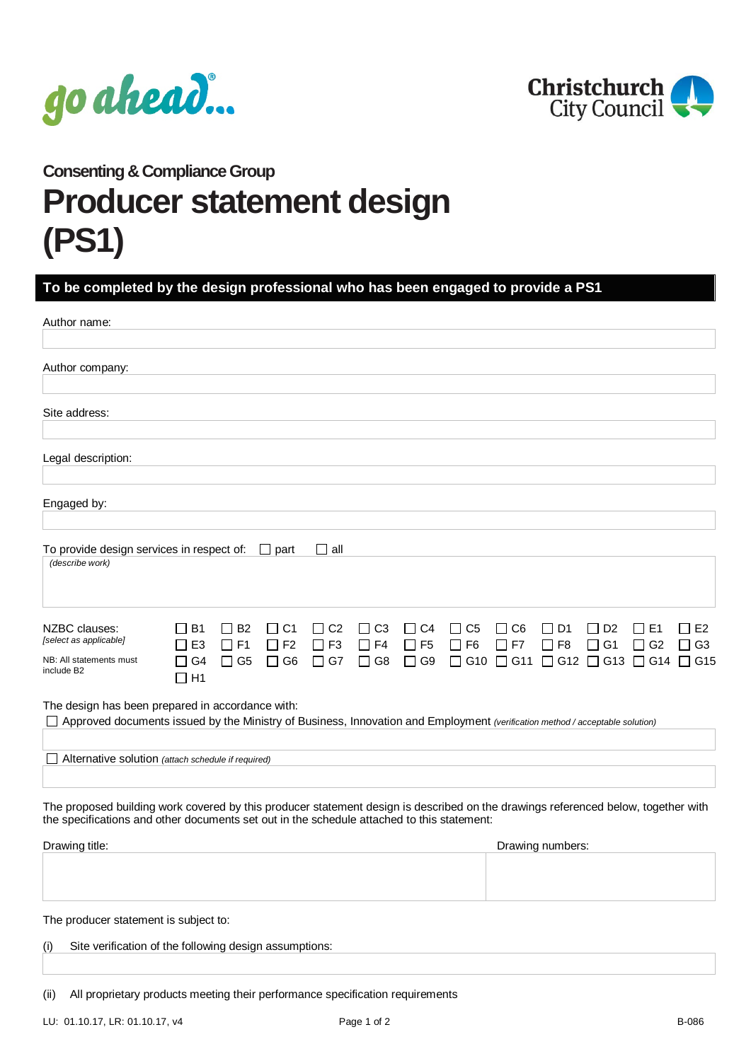go ahead...

Christchurch City Council

Consenting & Compliance Group

# Producer statement design (PS1)

**To be completed by the design professional who has been engaged to provide a PS1**

Author name:

Author company:

Site address:

Legal description:

Engaged by:

To provide design services in respect of: ☐ part ☐ all

*(describe work)*

NZBC clauses:
*[select as applicable]*

NB: All statements must include B2

| | | | | | | | | | | | |
|---|---|---|---|---|---|---|---|---|---|---|---|
| ☐ B1 | ☐ B2 | ☐ C1 | ☐ C2 | ☐ C3 | ☐ C4 | ☐ C5 | ☐ C6 | ☐ D1 | ☐ D2 | ☐ E1 | ☐ E2 |
| ☐ E3 | ☐ F1 | ☐ F2 | ☐ F3 | ☐ F4 | ☐ F5 | ☐ F6 | ☐ F7 | ☐ F8 | ☐ G1 | ☐ G2 | ☐ G3 |
| ☐ G4 | ☐ G5 | ☐ G6 | ☐ G7 | ☐ G8 | ☐ G9 | ☐ G10 | ☐ G11 | ☐ G12 | ☐ G13 | ☐ G14 | ☐ G15 |
| ☐ H1 | | | | | | | | | | | |

The design has been prepared in accordance with:

☐ Approved documents issued by the Ministry of Business, Innovation and Employment *(verification method / acceptable solution)*

☐ Alternative solution *(attach schedule if required)*

The proposed building work covered by this producer statement design is described on the drawings referenced below, together with the specifications and other documents set out in the schedule attached to this statement:

| Drawing title: | Drawing numbers: |
|---|---|
| | |

The producer statement is subject to:

(i) Site verification of the following design assumptions:

(ii) All proprietary products meeting their performance specification requirements

LU: 01.10.17, LR: 01.10.17, v4

B-086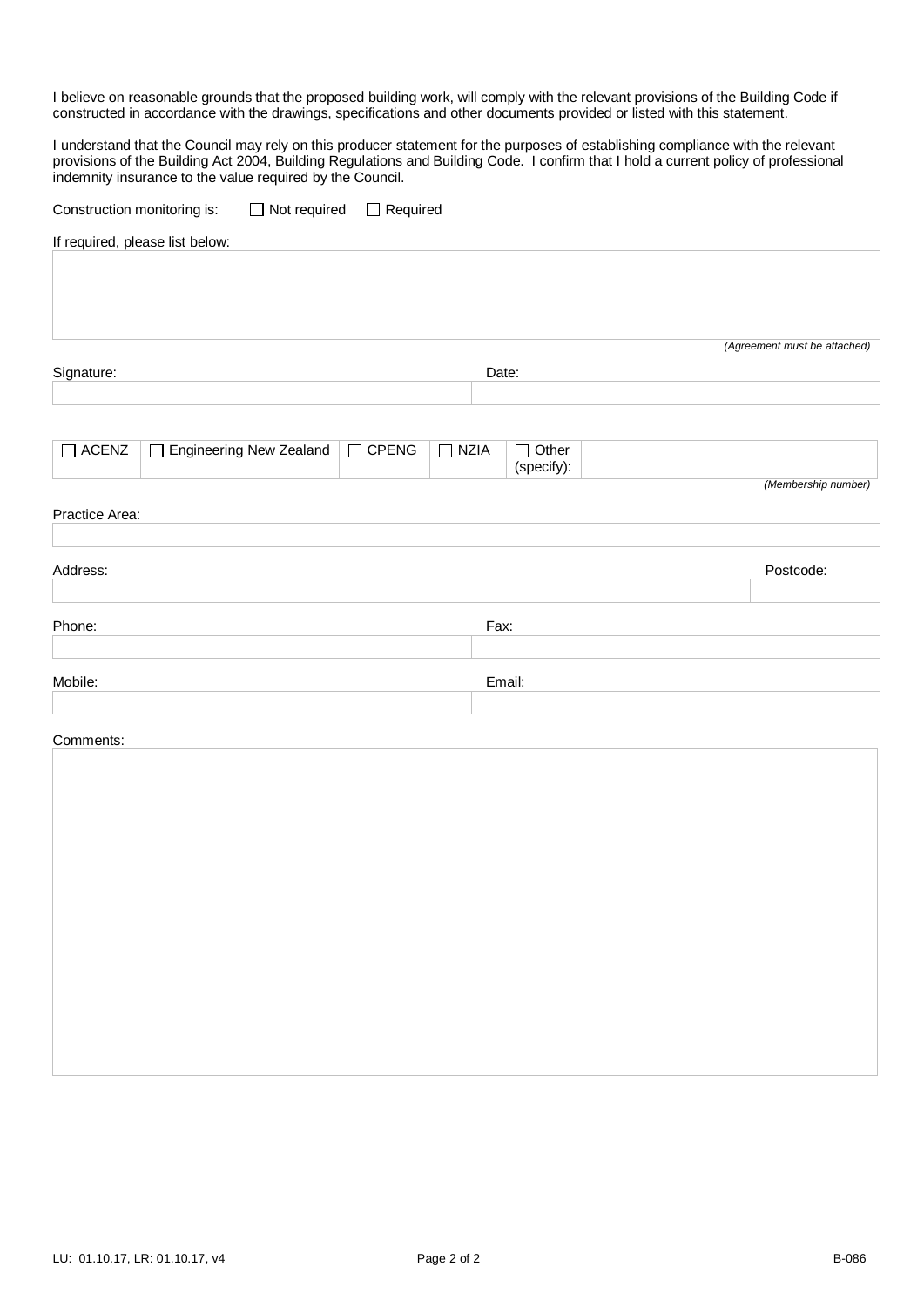I believe on reasonable grounds that the proposed building work, will comply with the relevant provisions of the Building Code if constructed in accordance with the drawings, specifications and other documents provided or listed with this statement.

I understand that the Council may rely on this producer statement for the purposes of establishing compliance with the relevant provisions of the Building Act 2004, Building Regulations and Building Code. I confirm that I hold a current policy of professional indemnity insurance to the value required by the Council.

Construction monitoring is: ☐ Not required ☐ Required

If required, please list below:

*(Agreement must be attached)*

| Signature: | Date: |
|---|---|
| | |

| | | | | | |
|---|---|---|---|---|---|
| ☐ ACENZ | ☐ Engineering New Zealand | ☐ CPENG | ☐ NZIA | ☐ Other (specify): | |

*(Membership number)*

Practice Area:

| Address: | Postcode: |
|---|---|
| | |

| Phone: | Fax: |
|---|---|
| | |

| Mobile: | Email: |
|---|---|
| | |

Comments:

LU: 01.10.17, LR: 01.10.17, v4

B-086